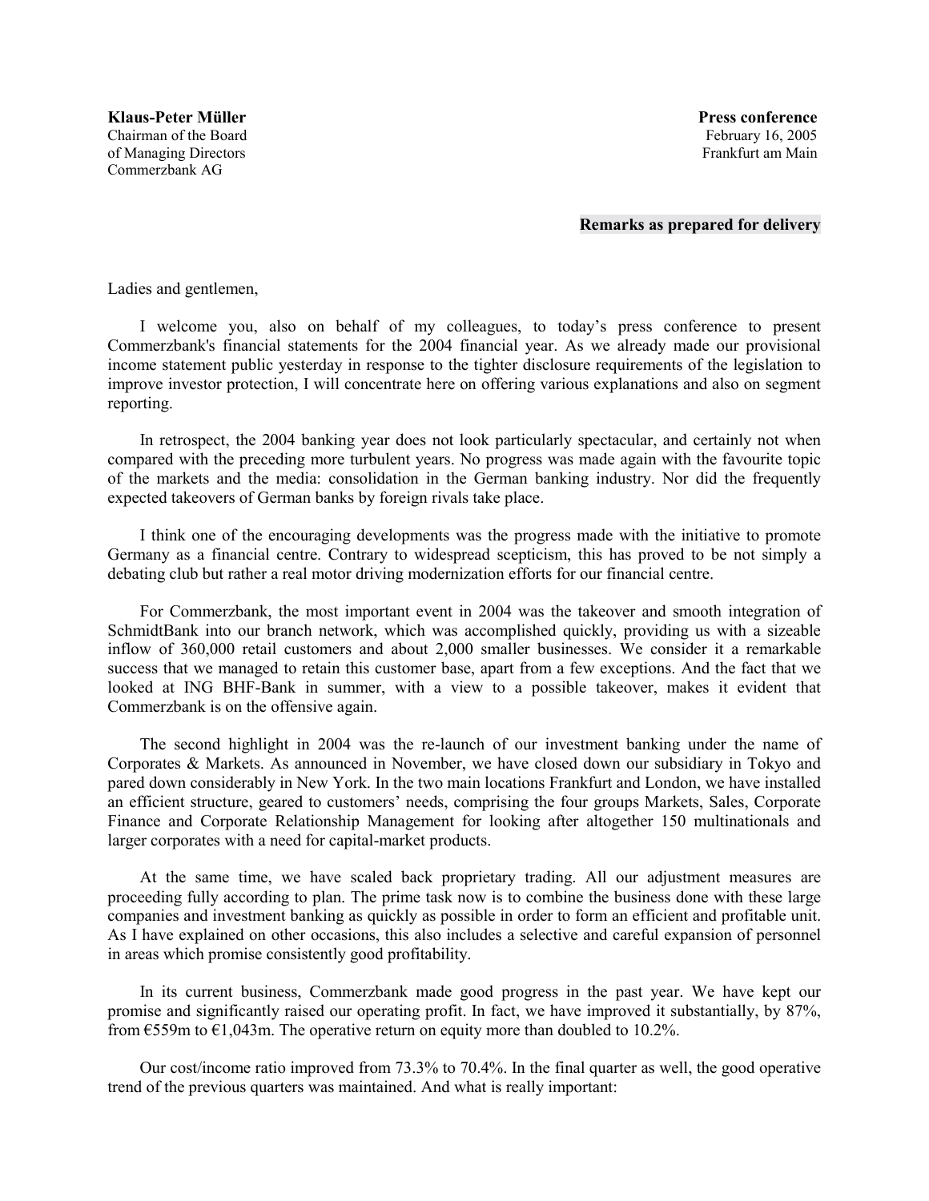**Klaus-Peter Müller**
Chairman of the Board
of Managing Directors
Commerzbank AG

**Press conference**
February 16, 2005
Frankfurt am Main

**Remarks as prepared for delivery**

Ladies and gentlemen,

I welcome you, also on behalf of my colleagues, to today's press conference to present Commerzbank's financial statements for the 2004 financial year. As we already made our provisional income statement public yesterday in response to the tighter disclosure requirements of the legislation to improve investor protection, I will concentrate here on offering various explanations and also on segment reporting.

In retrospect, the 2004 banking year does not look particularly spectacular, and certainly not when compared with the preceding more turbulent years. No progress was made again with the favourite topic of the markets and the media: consolidation in the German banking industry. Nor did the frequently expected takeovers of German banks by foreign rivals take place.

I think one of the encouraging developments was the progress made with the initiative to promote Germany as a financial centre. Contrary to widespread scepticism, this has proved to be not simply a debating club but rather a real motor driving modernization efforts for our financial centre.

For Commerzbank, the most important event in 2004 was the takeover and smooth integration of SchmidtBank into our branch network, which was accomplished quickly, providing us with a sizeable inflow of 360,000 retail customers and about 2,000 smaller businesses. We consider it a remarkable success that we managed to retain this customer base, apart from a few exceptions. And the fact that we looked at ING BHF-Bank in summer, with a view to a possible takeover, makes it evident that Commerzbank is on the offensive again.

The second highlight in 2004 was the re-launch of our investment banking under the name of Corporates & Markets. As announced in November, we have closed down our subsidiary in Tokyo and pared down considerably in New York. In the two main locations Frankfurt and London, we have installed an efficient structure, geared to customers' needs, comprising the four groups Markets, Sales, Corporate Finance and Corporate Relationship Management for looking after altogether 150 multinationals and larger corporates with a need for capital-market products.

At the same time, we have scaled back proprietary trading. All our adjustment measures are proceeding fully according to plan. The prime task now is to combine the business done with these large companies and investment banking as quickly as possible in order to form an efficient and profitable unit. As I have explained on other occasions, this also includes a selective and careful expansion of personnel in areas which promise consistently good profitability.

In its current business, Commerzbank made good progress in the past year. We have kept our promise and significantly raised our operating profit. In fact, we have improved it substantially, by 87%, from €559m to €1,043m. The operative return on equity more than doubled to 10.2%.

Our cost/income ratio improved from 73.3% to 70.4%. In the final quarter as well, the good operative trend of the previous quarters was maintained. And what is really important: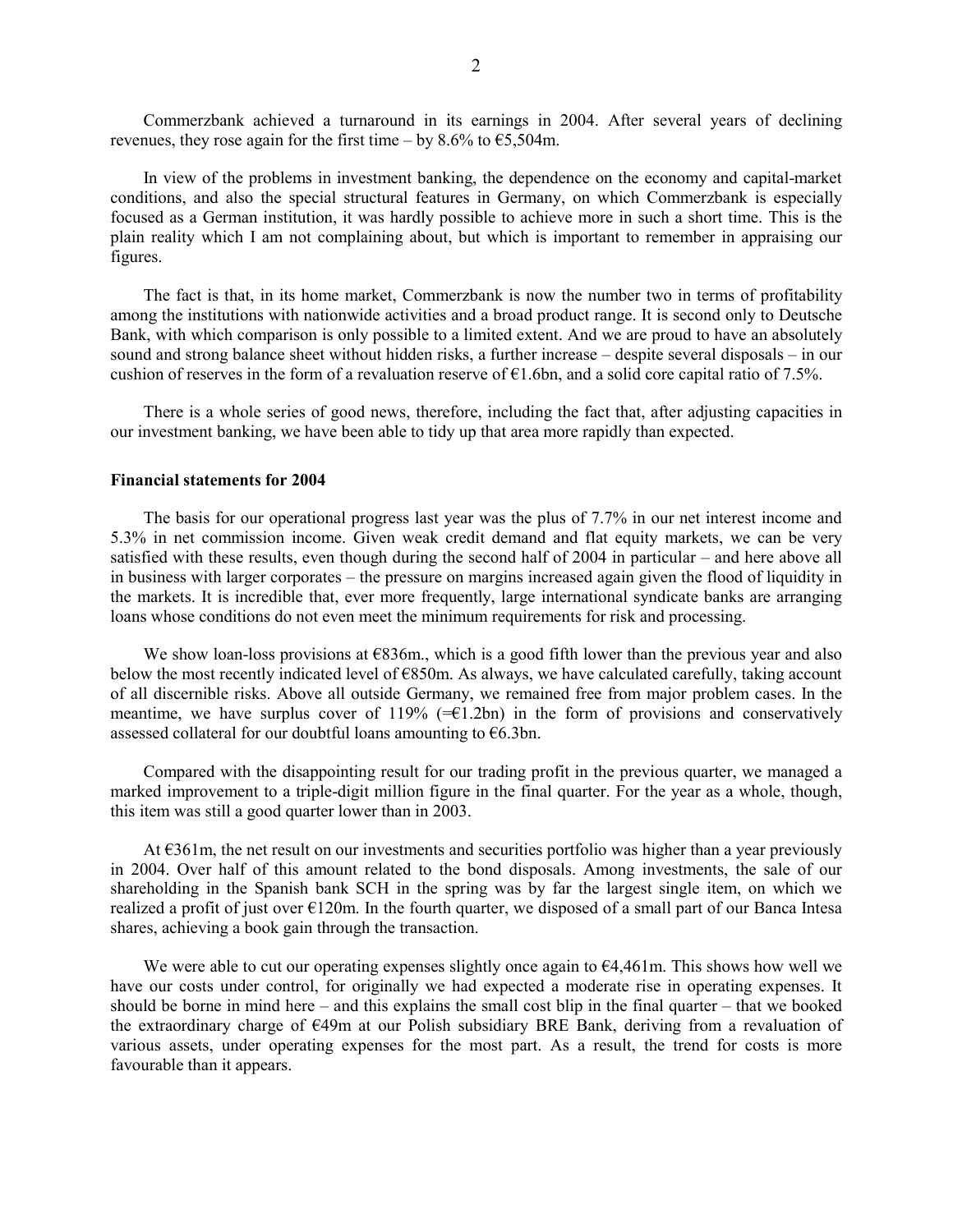Commerzbank achieved a turnaround in its earnings in 2004. After several years of declining revenues, they rose again for the first time – by 8.6% to €5,504m.

In view of the problems in investment banking, the dependence on the economy and capital-market conditions, and also the special structural features in Germany, on which Commerzbank is especially focused as a German institution, it was hardly possible to achieve more in such a short time. This is the plain reality which I am not complaining about, but which is important to remember in appraising our figures.

The fact is that, in its home market, Commerzbank is now the number two in terms of profitability among the institutions with nationwide activities and a broad product range. It is second only to Deutsche Bank, with which comparison is only possible to a limited extent. And we are proud to have an absolutely sound and strong balance sheet without hidden risks, a further increase – despite several disposals – in our cushion of reserves in the form of a revaluation reserve of €1.6bn, and a solid core capital ratio of 7.5%.

There is a whole series of good news, therefore, including the fact that, after adjusting capacities in our investment banking, we have been able to tidy up that area more rapidly than expected.

**Financial statements for 2004**

The basis for our operational progress last year was the plus of 7.7% in our net interest income and 5.3% in net commission income. Given weak credit demand and flat equity markets, we can be very satisfied with these results, even though during the second half of 2004 in particular – and here above all in business with larger corporates – the pressure on margins increased again given the flood of liquidity in the markets. It is incredible that, ever more frequently, large international syndicate banks are arranging loans whose conditions do not even meet the minimum requirements for risk and processing.

We show loan-loss provisions at €836m., which is a good fifth lower than the previous year and also below the most recently indicated level of €850m. As always, we have calculated carefully, taking account of all discernible risks. Above all outside Germany, we remained free from major problem cases. In the meantime, we have surplus cover of 119% (=€1.2bn) in the form of provisions and conservatively assessed collateral for our doubtful loans amounting to €6.3bn.

Compared with the disappointing result for our trading profit in the previous quarter, we managed a marked improvement to a triple-digit million figure in the final quarter. For the year as a whole, though, this item was still a good quarter lower than in 2003.

At €361m, the net result on our investments and securities portfolio was higher than a year previously in 2004. Over half of this amount related to the bond disposals. Among investments, the sale of our shareholding in the Spanish bank SCH in the spring was by far the largest single item, on which we realized a profit of just over €120m. In the fourth quarter, we disposed of a small part of our Banca Intesa shares, achieving a book gain through the transaction.

We were able to cut our operating expenses slightly once again to €4,461m. This shows how well we have our costs under control, for originally we had expected a moderate rise in operating expenses. It should be borne in mind here – and this explains the small cost blip in the final quarter – that we booked the extraordinary charge of €49m at our Polish subsidiary BRE Bank, deriving from a revaluation of various assets, under operating expenses for the most part. As a result, the trend for costs is more favourable than it appears.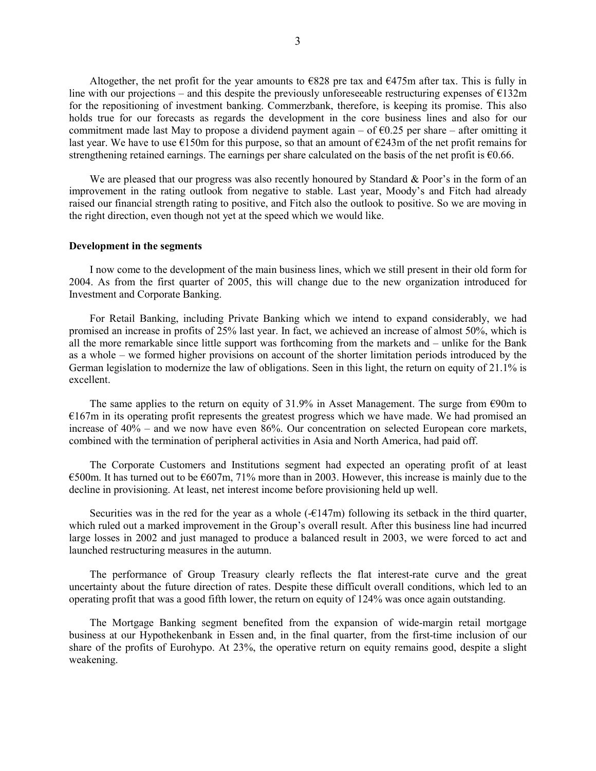Altogether, the net profit for the year amounts to €828 pre tax and €475m after tax. This is fully in line with our projections – and this despite the previously unforeseeable restructuring expenses of €132m for the repositioning of investment banking. Commerzbank, therefore, is keeping its promise. This also holds true for our forecasts as regards the development in the core business lines and also for our commitment made last May to propose a dividend payment again – of €0.25 per share – after omitting it last year. We have to use €150m for this purpose, so that an amount of €243m of the net profit remains for strengthening retained earnings. The earnings per share calculated on the basis of the net profit is €0.66.

We are pleased that our progress was also recently honoured by Standard & Poor's in the form of an improvement in the rating outlook from negative to stable. Last year, Moody's and Fitch had already raised our financial strength rating to positive, and Fitch also the outlook to positive. So we are moving in the right direction, even though not yet at the speed which we would like.

**Development in the segments**

I now come to the development of the main business lines, which we still present in their old form for 2004. As from the first quarter of 2005, this will change due to the new organization introduced for Investment and Corporate Banking.

For Retail Banking, including Private Banking which we intend to expand considerably, we had promised an increase in profits of 25% last year. In fact, we achieved an increase of almost 50%, which is all the more remarkable since little support was forthcoming from the markets and – unlike for the Bank as a whole – we formed higher provisions on account of the shorter limitation periods introduced by the German legislation to modernize the law of obligations. Seen in this light, the return on equity of 21.1% is excellent.

The same applies to the return on equity of 31.9% in Asset Management. The surge from €90m to €167m in its operating profit represents the greatest progress which we have made. We had promised an increase of 40% – and we now have even 86%. Our concentration on selected European core markets, combined with the termination of peripheral activities in Asia and North America, had paid off.

The Corporate Customers and Institutions segment had expected an operating profit of at least €500m. It has turned out to be €607m, 71% more than in 2003. However, this increase is mainly due to the decline in provisioning. At least, net interest income before provisioning held up well.

Securities was in the red for the year as a whole (-€147m) following its setback in the third quarter, which ruled out a marked improvement in the Group's overall result. After this business line had incurred large losses in 2002 and just managed to produce a balanced result in 2003, we were forced to act and launched restructuring measures in the autumn.

The performance of Group Treasury clearly reflects the flat interest-rate curve and the great uncertainty about the future direction of rates. Despite these difficult overall conditions, which led to an operating profit that was a good fifth lower, the return on equity of 124% was once again outstanding.

The Mortgage Banking segment benefited from the expansion of wide-margin retail mortgage business at our Hypothekenbank in Essen and, in the final quarter, from the first-time inclusion of our share of the profits of Eurohypo. At 23%, the operative return on equity remains good, despite a slight weakening.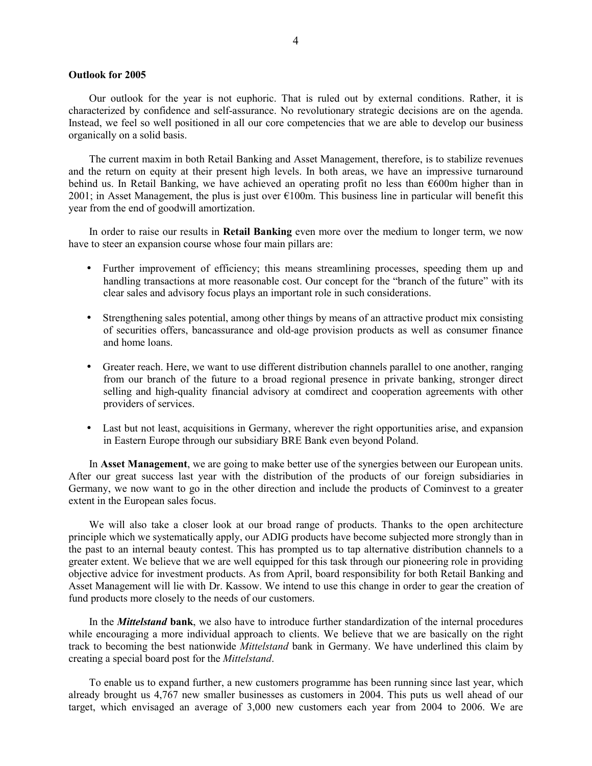**Outlook for 2005**

Our outlook for the year is not euphoric. That is ruled out by external conditions. Rather, it is characterized by confidence and self-assurance. No revolutionary strategic decisions are on the agenda. Instead, we feel so well positioned in all our core competencies that we are able to develop our business organically on a solid basis.

The current maxim in both Retail Banking and Asset Management, therefore, is to stabilize revenues and the return on equity at their present high levels. In both areas, we have an impressive turnaround behind us. In Retail Banking, we have achieved an operating profit no less than €600m higher than in 2001; in Asset Management, the plus is just over €100m. This business line in particular will benefit this year from the end of goodwill amortization.

In order to raise our results in **Retail Banking** even more over the medium to longer term, we now have to steer an expansion course whose four main pillars are:

- Further improvement of efficiency; this means streamlining processes, speeding them up and handling transactions at more reasonable cost. Our concept for the "branch of the future" with its clear sales and advisory focus plays an important role in such considerations.
- Strengthening sales potential, among other things by means of an attractive product mix consisting of securities offers, bancassurance and old-age provision products as well as consumer finance and home loans.
- Greater reach. Here, we want to use different distribution channels parallel to one another, ranging from our branch of the future to a broad regional presence in private banking, stronger direct selling and high-quality financial advisory at comdirect and cooperation agreements with other providers of services.
- Last but not least, acquisitions in Germany, wherever the right opportunities arise, and expansion in Eastern Europe through our subsidiary BRE Bank even beyond Poland.

In **Asset Management**, we are going to make better use of the synergies between our European units. After our great success last year with the distribution of the products of our foreign subsidiaries in Germany, we now want to go in the other direction and include the products of Cominvest to a greater extent in the European sales focus.

We will also take a closer look at our broad range of products. Thanks to the open architecture principle which we systematically apply, our ADIG products have become subjected more strongly than in the past to an internal beauty contest. This has prompted us to tap alternative distribution channels to a greater extent. We believe that we are well equipped for this task through our pioneering role in providing objective advice for investment products. As from April, board responsibility for both Retail Banking and Asset Management will lie with Dr. Kassow. We intend to use this change in order to gear the creation of fund products more closely to the needs of our customers.

In the ***Mittelstand*** **bank**, we also have to introduce further standardization of the internal procedures while encouraging a more individual approach to clients. We believe that we are basically on the right track to becoming the best nationwide *Mittelstand* bank in Germany. We have underlined this claim by creating a special board post for the *Mittelstand*.

To enable us to expand further, a new customers programme has been running since last year, which already brought us 4,767 new smaller businesses as customers in 2004. This puts us well ahead of our target, which envisaged an average of 3,000 new customers each year from 2004 to 2006. We are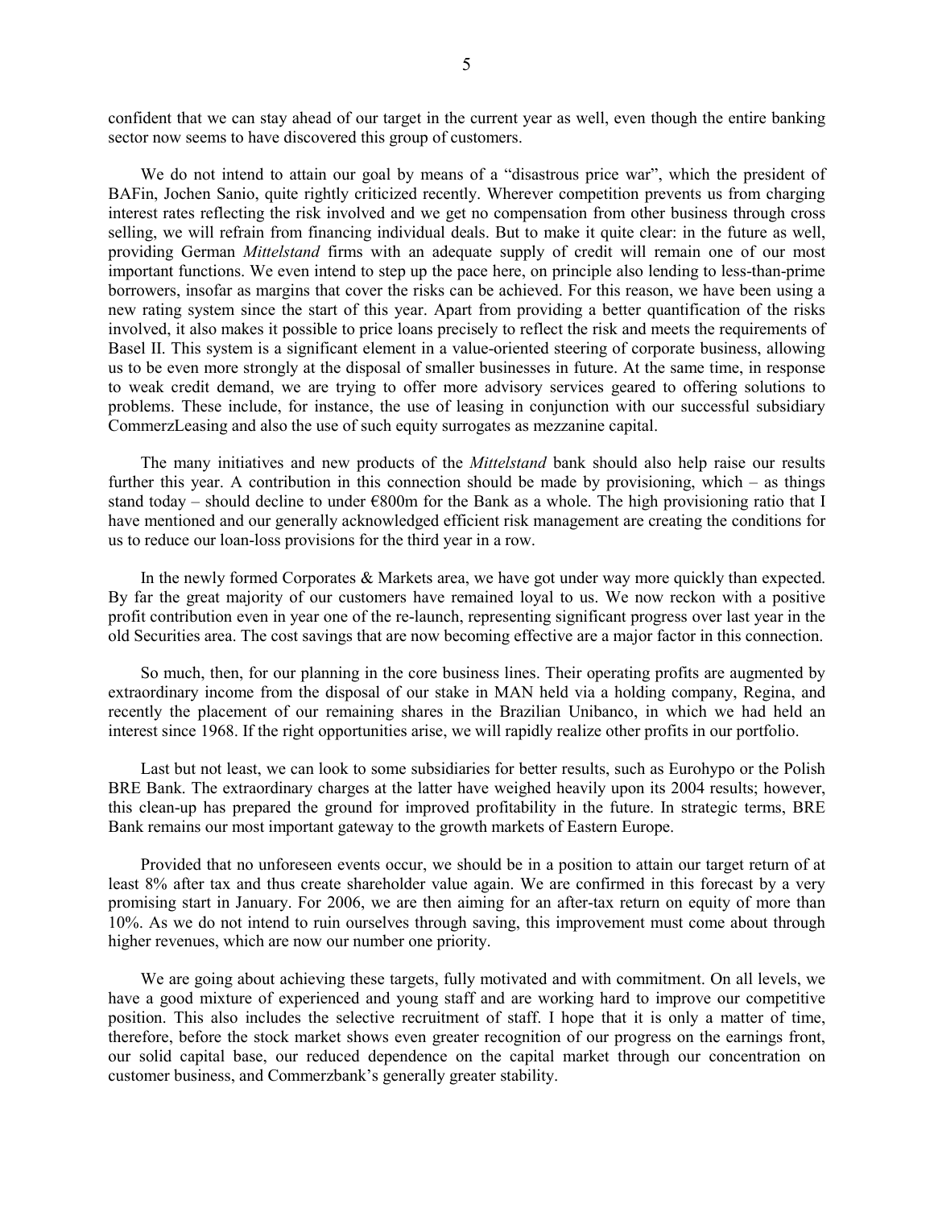confident that we can stay ahead of our target in the current year as well, even though the entire banking sector now seems to have discovered this group of customers.

We do not intend to attain our goal by means of a "disastrous price war", which the president of BAFin, Jochen Sanio, quite rightly criticized recently. Wherever competition prevents us from charging interest rates reflecting the risk involved and we get no compensation from other business through cross selling, we will refrain from financing individual deals. But to make it quite clear: in the future as well, providing German *Mittelstand* firms with an adequate supply of credit will remain one of our most important functions. We even intend to step up the pace here, on principle also lending to less-than-prime borrowers, insofar as margins that cover the risks can be achieved. For this reason, we have been using a new rating system since the start of this year. Apart from providing a better quantification of the risks involved, it also makes it possible to price loans precisely to reflect the risk and meets the requirements of Basel II. This system is a significant element in a value-oriented steering of corporate business, allowing us to be even more strongly at the disposal of smaller businesses in future. At the same time, in response to weak credit demand, we are trying to offer more advisory services geared to offering solutions to problems. These include, for instance, the use of leasing in conjunction with our successful subsidiary CommerzLeasing and also the use of such equity surrogates as mezzanine capital.

The many initiatives and new products of the *Mittelstand* bank should also help raise our results further this year. A contribution in this connection should be made by provisioning, which – as things stand today – should decline to under €800m for the Bank as a whole. The high provisioning ratio that I have mentioned and our generally acknowledged efficient risk management are creating the conditions for us to reduce our loan-loss provisions for the third year in a row.

In the newly formed Corporates & Markets area, we have got under way more quickly than expected. By far the great majority of our customers have remained loyal to us. We now reckon with a positive profit contribution even in year one of the re-launch, representing significant progress over last year in the old Securities area. The cost savings that are now becoming effective are a major factor in this connection.

So much, then, for our planning in the core business lines. Their operating profits are augmented by extraordinary income from the disposal of our stake in MAN held via a holding company, Regina, and recently the placement of our remaining shares in the Brazilian Unibanco, in which we had held an interest since 1968. If the right opportunities arise, we will rapidly realize other profits in our portfolio.

Last but not least, we can look to some subsidiaries for better results, such as Eurohypo or the Polish BRE Bank. The extraordinary charges at the latter have weighed heavily upon its 2004 results; however, this clean-up has prepared the ground for improved profitability in the future. In strategic terms, BRE Bank remains our most important gateway to the growth markets of Eastern Europe.

Provided that no unforeseen events occur, we should be in a position to attain our target return of at least 8% after tax and thus create shareholder value again. We are confirmed in this forecast by a very promising start in January. For 2006, we are then aiming for an after-tax return on equity of more than 10%. As we do not intend to ruin ourselves through saving, this improvement must come about through higher revenues, which are now our number one priority.

We are going about achieving these targets, fully motivated and with commitment. On all levels, we have a good mixture of experienced and young staff and are working hard to improve our competitive position. This also includes the selective recruitment of staff. I hope that it is only a matter of time, therefore, before the stock market shows even greater recognition of our progress on the earnings front, our solid capital base, our reduced dependence on the capital market through our concentration on customer business, and Commerzbank's generally greater stability.